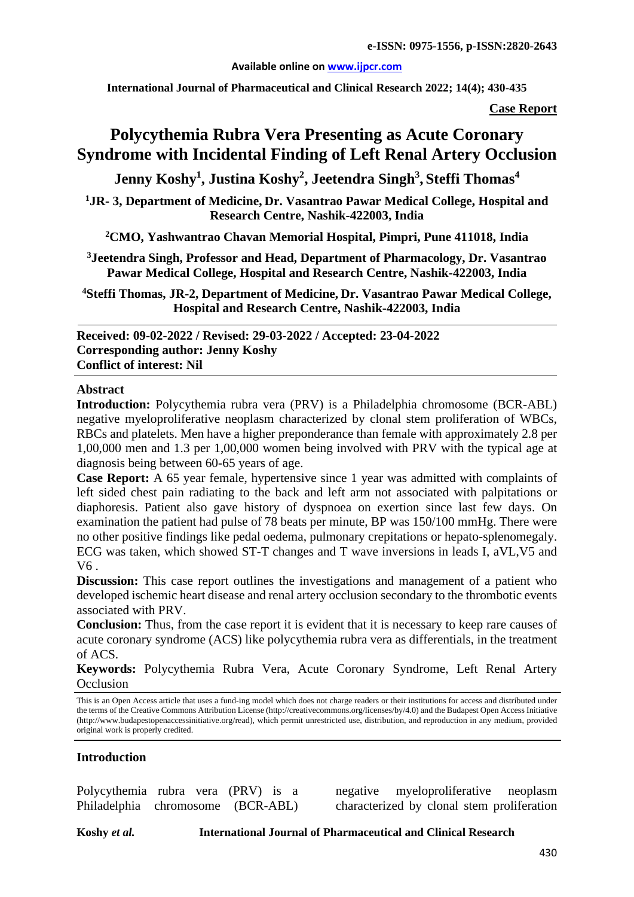e-ISSN: 0975-1556, p-ISSN:2820-2643

Available online on www.ijpcr.com

**Case Report**

# Polycythemia Rubra Vera Presenting as Acute Coronary Syndrome with Incidental Finding of Left Renal Artery Occlusion

**Jenny Koshy[1], Justina Koshy[2], Jeetendra Singh[3], Steffi Thomas[4]**

**[1]JR- 3, Department of Medicine, Dr. Vasantrao Pawar Medical College, Hospital and Research Centre, Nashik-422003, India**

**[2]CMO, Yashwantrao Chavan Memorial Hospital, Pimpri, Pune 411018, India**

**[3]Jeetendra Singh, Professor and Head, Department of Pharmacology, Dr. Vasantrao Pawar Medical College, Hospital and Research Centre, Nashik-422003, India**

**[4]Steffi Thomas, JR-2, Department of Medicine, Dr. Vasantrao Pawar Medical College, Hospital and Research Centre, Nashik-422003, India**

**Received: 09-02-2022 / Revised: 29-03-2022 / Accepted: 23-04-2022**
**Corresponding author: Jenny Koshy**
**Conflict of interest: Nil**

## Abstract

**Introduction:** Polycythemia rubra vera (PRV) is a Philadelphia chromosome (BCR-ABL) negative myeloproliferative neoplasm characterized by clonal stem proliferation of WBCs, RBCs and platelets. Men have a higher preponderance than female with approximately 2.8 per 1,00,000 men and 1.3 per 1,00,000 women being involved with PRV with the typical age at diagnosis being between 60-65 years of age.

**Case Report:** A 65 year female, hypertensive since 1 year was admitted with complaints of left sided chest pain radiating to the back and left arm not associated with palpitations or diaphoresis. Patient also gave history of dyspnoea on exertion since last few days. On examination the patient had pulse of 78 beats per minute, BP was 150/100 mmHg. There were no other positive findings like pedal oedema, pulmonary crepitations or hepato-splenomegaly. ECG was taken, which showed ST-T changes and T wave inversions in leads I, aVL,V5 and V6 .

**Discussion:** This case report outlines the investigations and management of a patient who developed ischemic heart disease and renal artery occlusion secondary to the thrombotic events associated with PRV.

**Conclusion:** Thus, from the case report it is evident that it is necessary to keep rare causes of acute coronary syndrome (ACS) like polycythemia rubra vera as differentials, in the treatment of ACS.

**Keywords:** Polycythemia Rubra Vera, Acute Coronary Syndrome, Left Renal Artery Occlusion

This is an Open Access article that uses a fund-ing model which does not charge readers or their institutions for access and distributed under the terms of the Creative Commons Attribution License (http://creativecommons.org/licenses/by/4.0) and the Budapest Open Access Initiative (http://www.budapestopenaccessinitiative.org/read), which permit unrestricted use, distribution, and reproduction in any medium, provided original work is properly credited.

## Introduction

Polycythemia rubra vera (PRV) is a Philadelphia chromosome (BCR-ABL) negative myeloproliferative neoplasm characterized by clonal stem proliferation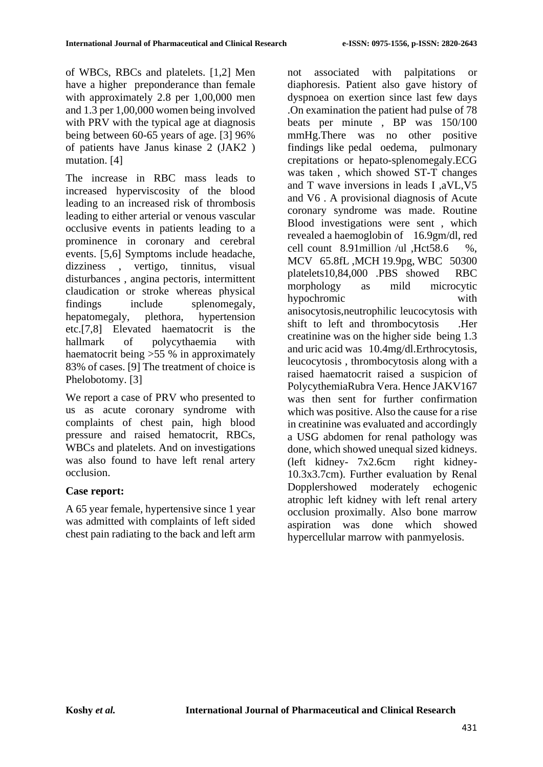of WBCs, RBCs and platelets. [1,2] Men have a higher preponderance than female with approximately 2.8 per 1,00,000 men and 1.3 per 1,00,000 women being involved with PRV with the typical age at diagnosis being between 60-65 years of age. [3] 96% of patients have Janus kinase 2 (JAK2 ) mutation. [4]

The increase in RBC mass leads to increased hyperviscosity of the blood leading to an increased risk of thrombosis leading to either arterial or venous vascular occlusive events in patients leading to a prominence in coronary and cerebral events. [5,6] Symptoms include headache, dizziness , vertigo, tinnitus, visual disturbances , angina pectoris, intermittent claudication or stroke whereas physical findings include splenomegaly, hepatomegaly, plethora, hypertension etc.[7,8] Elevated haematocrit is the hallmark of polycythaemia with haematocrit being >55 % in approximately 83% of cases. [9] The treatment of choice is Phelobotomy. [3]

We report a case of PRV who presented to us as acute coronary syndrome with complaints of chest pain, high blood pressure and raised hematocrit, RBCs, WBCs and platelets. And on investigations was also found to have left renal artery occlusion.

**Case report:**

A 65 year female, hypertensive since 1 year was admitted with complaints of left sided chest pain radiating to the back and left arm not associated with palpitations or diaphoresis. Patient also gave history of dyspnoea on exertion since last few days .On examination the patient had pulse of 78 beats per minute , BP was 150/100 mmHg.There was no other positive findings like pedal oedema, pulmonary crepitations or hepato-splenomegaly.ECG was taken , which showed ST-T changes and T wave inversions in leads I ,aVL,V5 and V6 . A provisional diagnosis of Acute coronary syndrome was made. Routine Blood investigations were sent , which revealed a haemoglobin of 16.9gm/dl, red cell count 8.91million /ul ,Hct58.6 %, MCV 65.8fL ,MCH 19.9pg, WBC 50300 platelets10,84,000 .PBS showed RBC morphology as mild microcytic hypochromic with anisocytosis,neutrophilic leucocytosis with shift to left and thrombocytosis .Her creatinine was on the higher side being 1.3 and uric acid was 10.4mg/dl.Erthrocytosis, leucocytosis , thrombocytosis along with a raised haematocrit raised a suspicion of PolycythemiaRubra Vera. Hence JAKV167 was then sent for further confirmation which was positive. Also the cause for a rise in creatinine was evaluated and accordingly a USG abdomen for renal pathology was done, which showed unequal sized kidneys. (left kidney- 7x2.6cm right kidney- 10.3x3.7cm). Further evaluation by Renal Dopplershowed moderately echogenic atrophic left kidney with left renal artery occlusion proximally. Also bone marrow aspiration was done which showed hypercellular marrow with panmyelosis.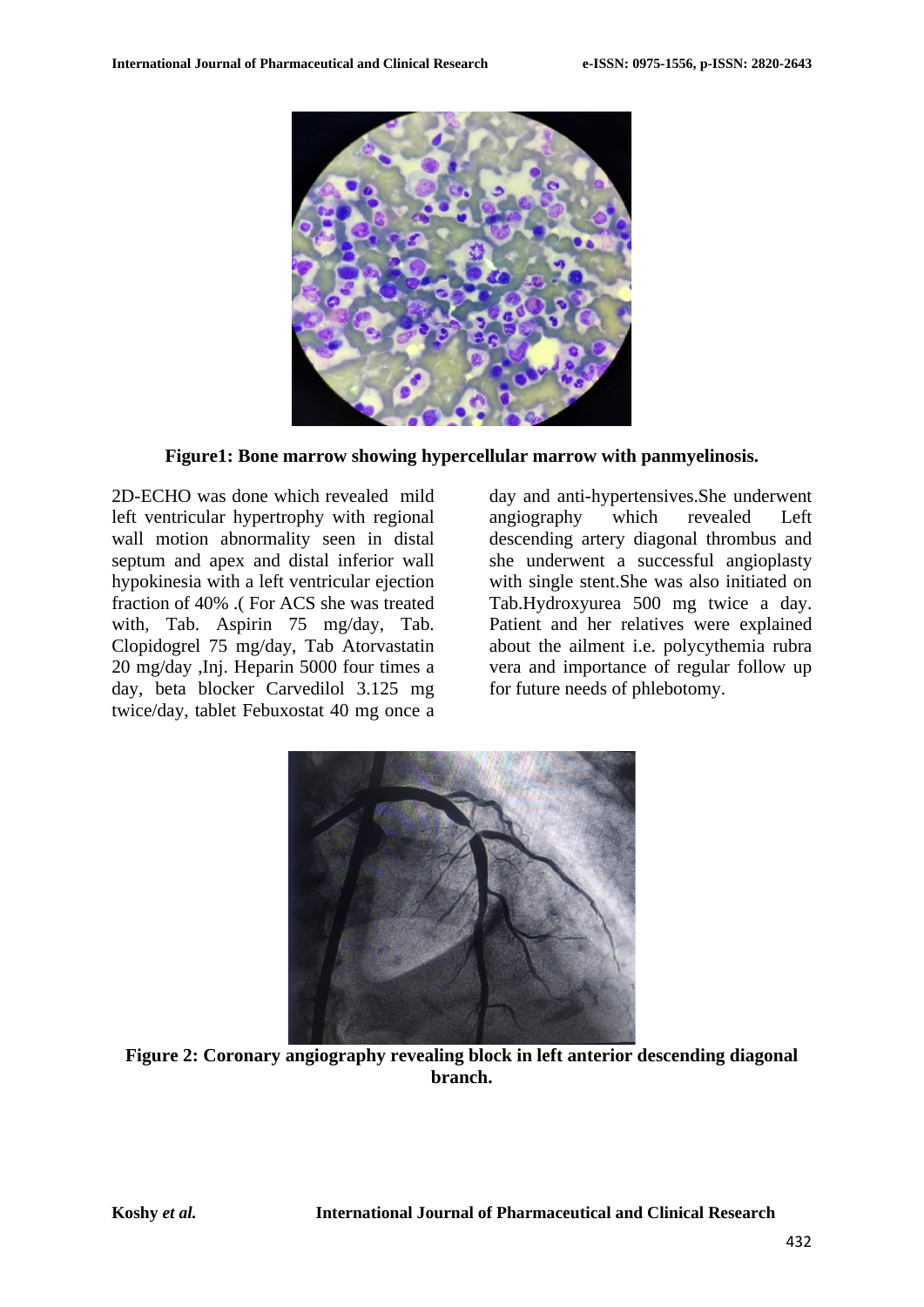**Figure1: Bone marrow showing hypercellular marrow with panmyelinosis.**

2D-ECHO was done which revealed mild left ventricular hypertrophy with regional wall motion abnormality seen in distal septum and apex and distal inferior wall hypokinesia with a left ventricular ejection fraction of 40% .( For ACS she was treated with, Tab. Aspirin 75 mg/day, Tab. Clopidogrel 75 mg/day, Tab Atorvastatin 20 mg/day ,Inj. Heparin 5000 four times a day, beta blocker Carvedilol 3.125 mg twice/day, tablet Febuxostat 40 mg once a day and anti-hypertensives.She underwent angiography which revealed Left descending artery diagonal thrombus and she underwent a successful angioplasty with single stent.She was also initiated on Tab.Hydroxyurea 500 mg twice a day. Patient and her relatives were explained about the ailment i.e. polycythemia rubra vera and importance of regular follow up for future needs of phlebotomy.

**Figure 2: Coronary angiography revealing block in left anterior descending diagonal branch.**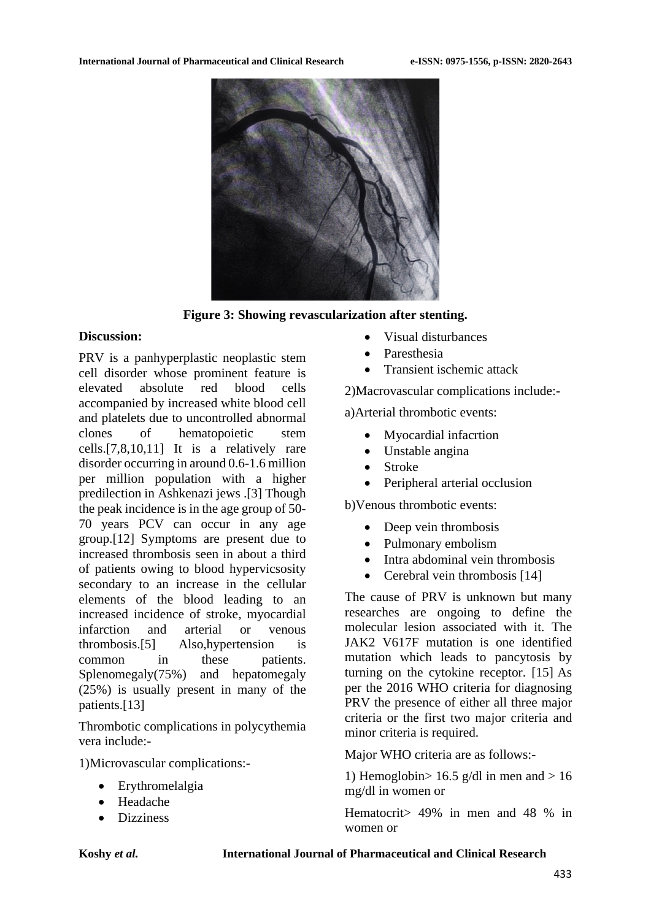Figure 3: Showing revascularization after stenting.

**Discussion:**

PRV is a panhyperplastic neoplastic stem cell disorder whose prominent feature is elevated absolute red blood cells accompanied by increased white blood cell and platelets due to uncontrolled abnormal clones of hematopoietic stem cells.[7,8,10,11] It is a relatively rare disorder occurring in around 0.6-1.6 million per million population with a higher predilection in Ashkenazi jews .[3] Though the peak incidence is in the age group of 50-70 years PCV can occur in any age group.[12] Symptoms are present due to increased thrombosis seen in about a third of patients owing to blood hypervicsosity secondary to an increase in the cellular elements of the blood leading to an increased incidence of stroke, myocardial infarction and arterial or venous thrombosis.[5] Also,hypertension is common in these patients. Splenomegaly(75%) and hepatomegaly (25%) is usually present in many of the patients.[13]

Thrombotic complications in polycythemia vera include:-

1)Microvascular complications:-

- Erythromelalgia
- Headache
- Dizziness
- Visual disturbances
- Paresthesia
- Transient ischemic attack

2)Macrovascular complications include:-

a)Arterial thrombotic events:

- Myocardial infacrtion
- Unstable angina
- Stroke
- Peripheral arterial occlusion

b)Venous thrombotic events:

- Deep vein thrombosis
- Pulmonary embolism
- Intra abdominal vein thrombosis
- Cerebral vein thrombosis [14]

The cause of PRV is unknown but many researches are ongoing to define the molecular lesion associated with it. The JAK2 V617F mutation is one identified mutation which leads to pancytosis by turning on the cytokine receptor. [15] As per the 2016 WHO criteria for diagnosing PRV the presence of either all three major criteria or the first two major criteria and minor criteria is required.

Major WHO criteria are as follows:-

1) Hemoglobin> 16.5 g/dl in men and > 16 mg/dl in women or

Hematocrit> 49% in men and 48 % in women or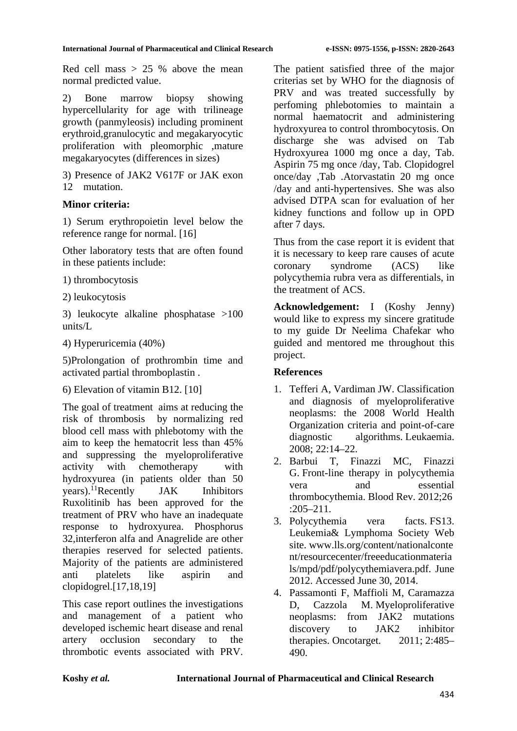Red cell mass > 25 % above the mean normal predicted value.

2) Bone marrow biopsy showing hypercellularity for age with trilineage growth (panmyleosis) including prominent erythroid,granulocytic and megakaryocytic proliferation with pleomorphic ,mature megakaryocytes (differences in sizes)

3) Presence of JAK2 V617F or JAK exon 12 mutation.

**Minor criteria:**

1) Serum erythropoietin level below the reference range for normal. [16]

Other laboratory tests that are often found in these patients include:

1) thrombocytosis

2) leukocytosis

3) leukocyte alkaline phosphatase >100 units/L

4) Hyperuricemia (40%)

5)Prolongation of prothrombin time and activated partial thromboplastin .

6) Elevation of vitamin B12. [10]

The goal of treatment aims at reducing the risk of thrombosis by normalizing red blood cell mass with phlebotomy with the aim to keep the hematocrit less than 45% and suppressing the myeloproliferative activity with chemotherapy with hydroxyurea (in patients older than 50 years).[11]Recently JAK Inhibitors Ruxolitinib has been approved for the treatment of PRV who have an inadequate response to hydroxyurea. Phosphorus 32,interferon alfa and Anagrelide are other therapies reserved for selected patients. Majority of the patients are administered anti platelets like aspirin and clopidogrel.[17,18,19]

This case report outlines the investigations and management of a patient who developed ischemic heart disease and renal artery occlusion secondary to the thrombotic events associated with PRV. The patient satisfied three of the major criterias set by WHO for the diagnosis of PRV and was treated successfully by perfoming phlebotomies to maintain a normal haematocrit and administering hydroxyurea to control thrombocytosis. On discharge she was advised on Tab Hydroxyurea 1000 mg once a day, Tab. Aspirin 75 mg once /day, Tab. Clopidogrel once/day ,Tab .Atorvastatin 20 mg once /day and anti-hypertensives. She was also advised DTPA scan for evaluation of her kidney functions and follow up in OPD after 7 days.

Thus from the case report it is evident that it is necessary to keep rare causes of acute coronary syndrome (ACS) like polycythemia rubra vera as differentials, in the treatment of ACS.

**Acknowledgement:** I (Koshy Jenny) would like to express my sincere gratitude to my guide Dr Neelima Chafekar who guided and mentored me throughout this project.

## References

1. Tefferi A, Vardiman JW. Classification and diagnosis of myeloproliferative neoplasms: the 2008 World Health Organization criteria and point-of-care diagnostic algorithms. Leukaemia. 2008; 22:14–22.
2. Barbui T, Finazzi MC, Finazzi G. Front-line therapy in polycythemia vera and essential thrombocythemia. Blood Rev. 2012;26 :205–211.
3. Polycythemia vera facts. FS13. Leukemia& Lymphoma Society Web site. www.lls.org/content/nationalcontent/resourcecenter/freeeducationmaterials/mpd/pdf/polycythemiavera.pdf. June 2012. Accessed June 30, 2014.
4. Passamonti F, Maffioli M, Caramazza D, Cazzola M. Myeloproliferative neoplasms: from JAK2 mutations discovery to JAK2 inhibitor therapies. Oncotarget. 2011; 2:485–490.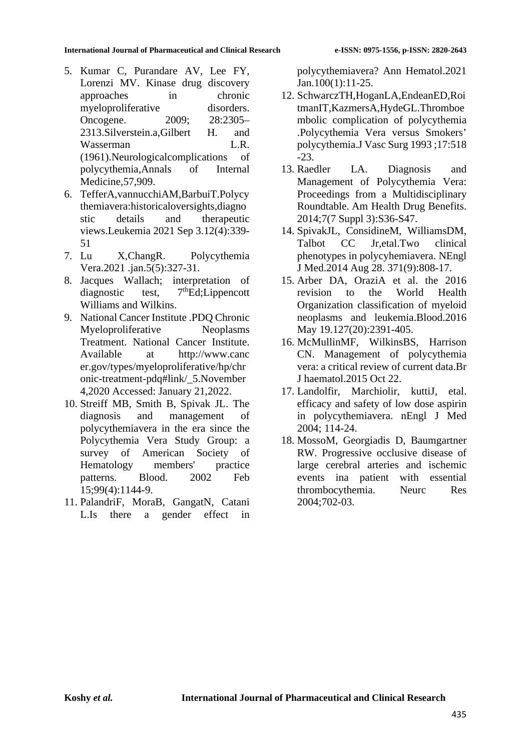5. Kumar C, Purandare AV, Lee FY, Lorenzi MV. Kinase drug discovery approaches in chronic myeloproliferative disorders. Oncogene. 2009; 28:2305–2313.Silverstein.a,Gilbert H. and Wasserman L.R. (1961).Neurologicalcomplications of polycythemia,Annals of Internal Medicine,57,909.
6. TefferA,vannucchiAM,BarbuiT.Polycythemiavera:historicaloversights,diagnostic details and therapeutic views.Leukemia 2021 Sep 3.12(4):339-51
7. Lu X,ChangR. Polycythemia Vera.2021 .jan.5(5):327-31.
8. Jacques Wallach; interpretation of diagnostic test, 7[th]Ed;Lippencott Williams and Wilkins.
9. National Cancer Institute .PDQ Chronic Myeloproliferative Neoplasms Treatment. National Cancer Institute. Available at http://www.cancer.gov/types/myeloproliferative/hp/chronic-treatment-pdq#link/_5.November 4,2020 Accessed: January 21,2022.
10. Streiff MB, Smith B, Spivak JL. The diagnosis and management of polycythemiavera in the era since the Polycythemia Vera Study Group: a survey of American Society of Hematology members' practice patterns. Blood. 2002 Feb 15;99(4):1144-9.
11. PalandriF, MoraB, GangatN, Catani L.Is there a gender effect in polycythemiavera? Ann Hematol.2021 Jan.100(1):11-25.
12. SchwarczTH,HoganLA,EndeanED,RoitmanIT,KazmersA,HydeGL.Thromboembolic complication of polycythemia .Polycythemia Vera versus Smokers' polycythemia.J Vasc Surg 1993 ;17:518-23.
13. Raedler LA. Diagnosis and Management of Polycythemia Vera: Proceedings from a Multidisciplinary Roundtable. Am Health Drug Benefits. 2014;7(7 Suppl 3):S36-S47.
14. SpivakJL, ConsidineM, WilliamsDM, Talbot CC Jr,etal.Two clinical phenotypes in polycyhemiavera. NEngl J Med.2014 Aug 28. 371(9):808-17.
15. Arber DA, OraziA et al. the 2016 revision to the World Health Organization classification of myeloid neoplasms and leukemia.Blood.2016 May 19.127(20):2391-405.
16. McMullinMF, WilkinsBS, Harrison CN. Management of polycythemia vera: a critical review of current data.Br J haematol.2015 Oct 22.
17. Landolfir, Marchiolir, kuttiJ, etal. efficacy and safety of low dose aspirin in polycythemiavera. nEngl J Med 2004; 114-24.
18. MossoM, Georgiadis D, Baumgartner RW. Progressive occlusive disease of large cerebral arteries and ischemic events ina patient with essential thrombocythemia. Neurc Res 2004;702-03.